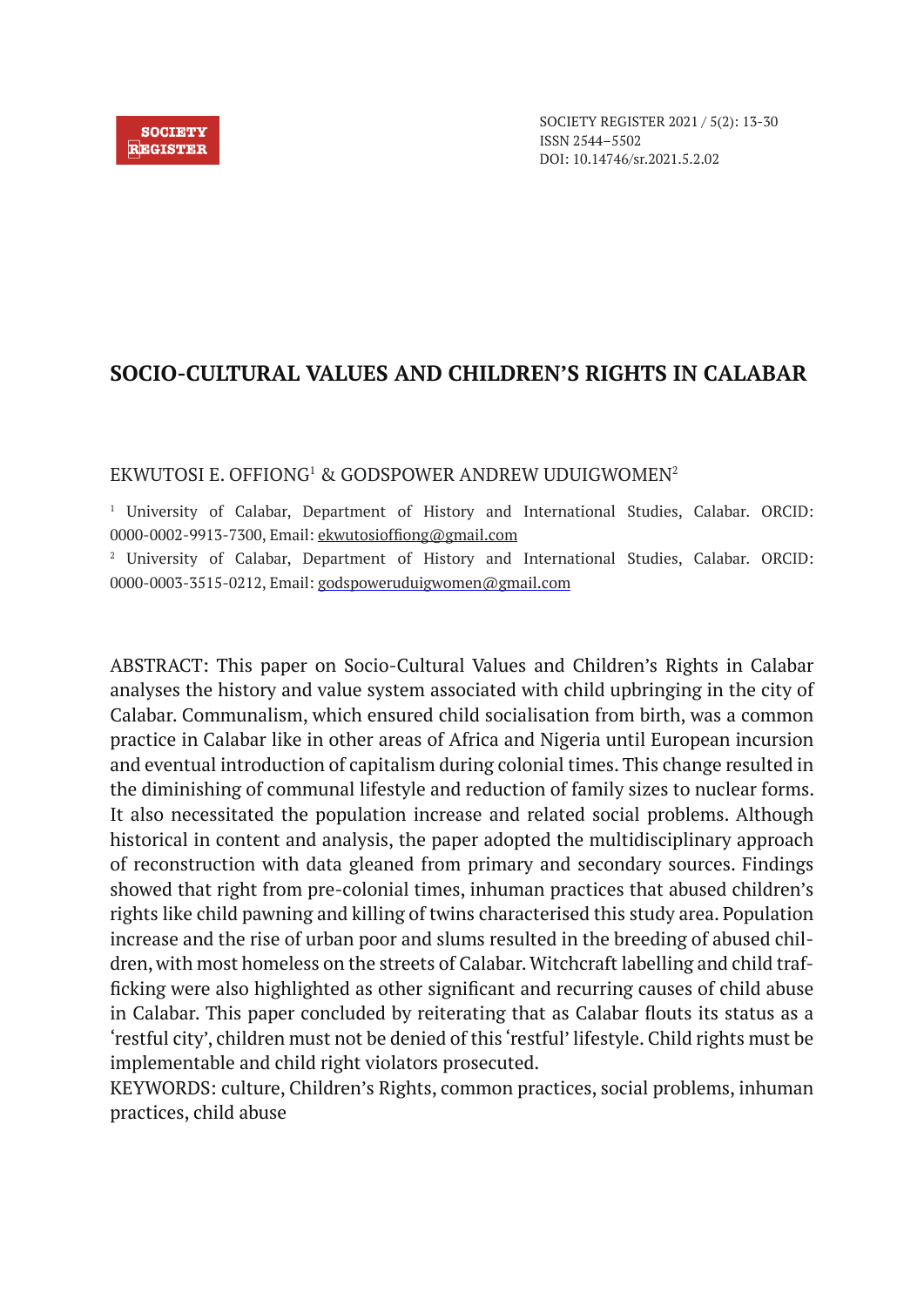SOCIETY REGISTER 2021 / 5(2): 13-30
ISSN 2544–5502
DOI: 10.14746/sr.2021.5.2.02

# SOCIO-CULTURAL VALUES AND CHILDREN'S RIGHTS IN CALABAR

EKWUTOSI E. OFFIONG[1] & GODSPOWER ANDREW UDUIGWOMEN[2]

[1] University of Calabar, Department of History and International Studies, Calabar. ORCID: 0000-0002-9913-7300, Email: ekwutosioffiong@gmail.com

[2] University of Calabar, Department of History and International Studies, Calabar. ORCID: 0000-0003-3515-0212, Email: godspoweruduigwomen@gmail.com

ABSTRACT: This paper on Socio-Cultural Values and Children's Rights in Calabar analyses the history and value system associated with child upbringing in the city of Calabar. Communalism, which ensured child socialisation from birth, was a common practice in Calabar like in other areas of Africa and Nigeria until European incursion and eventual introduction of capitalism during colonial times. This change resulted in the diminishing of communal lifestyle and reduction of family sizes to nuclear forms. It also necessitated the population increase and related social problems. Although historical in content and analysis, the paper adopted the multidisciplinary approach of reconstruction with data gleaned from primary and secondary sources. Findings showed that right from pre-colonial times, inhuman practices that abused children's rights like child pawning and killing of twins characterised this study area. Population increase and the rise of urban poor and slums resulted in the breeding of abused children, with most homeless on the streets of Calabar. Witchcraft labelling and child trafficking were also highlighted as other significant and recurring causes of child abuse in Calabar. This paper concluded by reiterating that as Calabar flouts its status as a 'restful city', children must not be denied of this 'restful' lifestyle. Child rights must be implementable and child right violators prosecuted.

KEYWORDS: culture, Children's Rights, common practices, social problems, inhuman practices, child abuse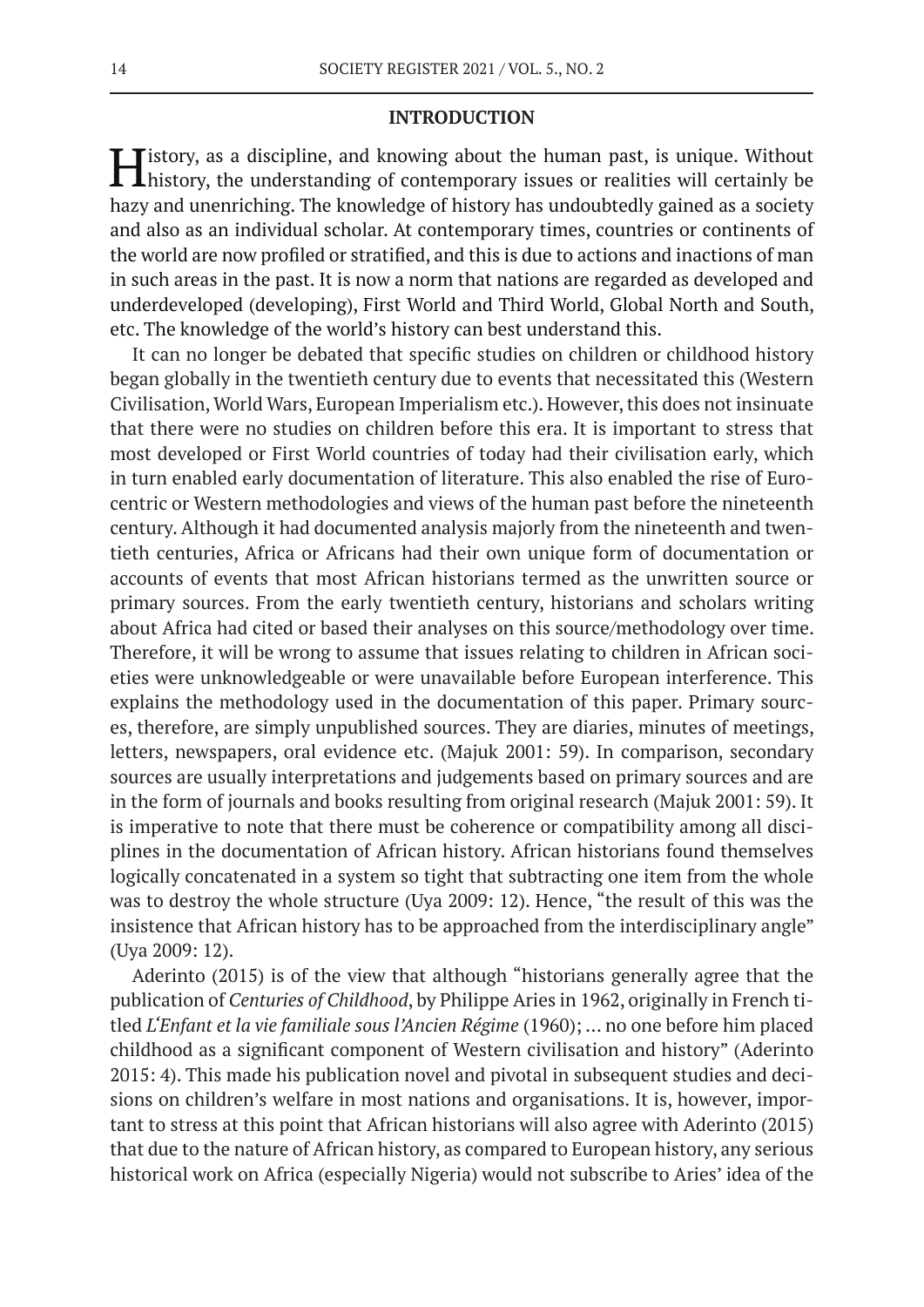## INTRODUCTION

History, as a discipline, and knowing about the human past, is unique. Without history, the understanding of contemporary issues or realities will certainly be hazy and unenriching. The knowledge of history has undoubtedly gained as a society and also as an individual scholar. At contemporary times, countries or continents of the world are now profiled or stratified, and this is due to actions and inactions of man in such areas in the past. It is now a norm that nations are regarded as developed and underdeveloped (developing), First World and Third World, Global North and South, etc. The knowledge of the world's history can best understand this.

It can no longer be debated that specific studies on children or childhood history began globally in the twentieth century due to events that necessitated this (Western Civilisation, World Wars, European Imperialism etc.). However, this does not insinuate that there were no studies on children before this era. It is important to stress that most developed or First World countries of today had their civilisation early, which in turn enabled early documentation of literature. This also enabled the rise of Eurocentric or Western methodologies and views of the human past before the nineteenth century. Although it had documented analysis majorly from the nineteenth and twentieth centuries, Africa or Africans had their own unique form of documentation or accounts of events that most African historians termed as the unwritten source or primary sources. From the early twentieth century, historians and scholars writing about Africa had cited or based their analyses on this source/methodology over time. Therefore, it will be wrong to assume that issues relating to children in African societies were unknowledgeable or were unavailable before European interference. This explains the methodology used in the documentation of this paper. Primary sources, therefore, are simply unpublished sources. They are diaries, minutes of meetings, letters, newspapers, oral evidence etc. (Majuk 2001: 59). In comparison, secondary sources are usually interpretations and judgements based on primary sources and are in the form of journals and books resulting from original research (Majuk 2001: 59). It is imperative to note that there must be coherence or compatibility among all disciplines in the documentation of African history. African historians found themselves logically concatenated in a system so tight that subtracting one item from the whole was to destroy the whole structure (Uya 2009: 12). Hence, "the result of this was the insistence that African history has to be approached from the interdisciplinary angle" (Uya 2009: 12).

Aderinto (2015) is of the view that although "historians generally agree that the publication of *Centuries of Childhood*, by Philippe Aries in 1962, originally in French titled *L'Enfant et la vie familiale sous l'Ancien Régime* (1960); … no one before him placed childhood as a significant component of Western civilisation and history" (Aderinto 2015: 4). This made his publication novel and pivotal in subsequent studies and decisions on children's welfare in most nations and organisations. It is, however, important to stress at this point that African historians will also agree with Aderinto (2015) that due to the nature of African history, as compared to European history, any serious historical work on Africa (especially Nigeria) would not subscribe to Aries' idea of the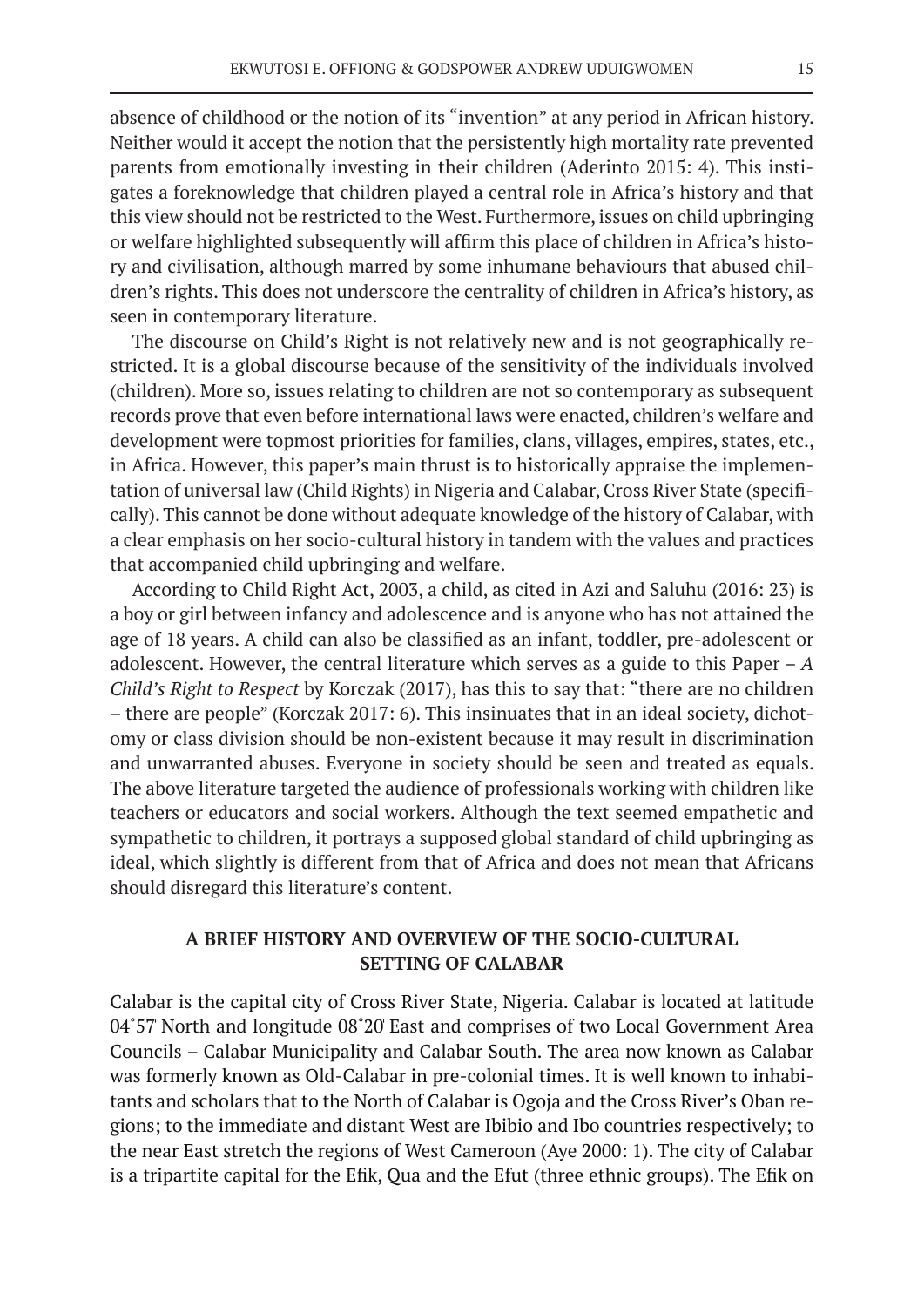absence of childhood or the notion of its "invention" at any period in African history. Neither would it accept the notion that the persistently high mortality rate prevented parents from emotionally investing in their children (Aderinto 2015: 4). This instigates a foreknowledge that children played a central role in Africa's history and that this view should not be restricted to the West. Furthermore, issues on child upbringing or welfare highlighted subsequently will affirm this place of children in Africa's history and civilisation, although marred by some inhumane behaviours that abused children's rights. This does not underscore the centrality of children in Africa's history, as seen in contemporary literature.

The discourse on Child's Right is not relatively new and is not geographically restricted. It is a global discourse because of the sensitivity of the individuals involved (children). More so, issues relating to children are not so contemporary as subsequent records prove that even before international laws were enacted, children's welfare and development were topmost priorities for families, clans, villages, empires, states, etc., in Africa. However, this paper's main thrust is to historically appraise the implementation of universal law (Child Rights) in Nigeria and Calabar, Cross River State (specifically). This cannot be done without adequate knowledge of the history of Calabar, with a clear emphasis on her socio-cultural history in tandem with the values and practices that accompanied child upbringing and welfare.

According to Child Right Act, 2003, a child, as cited in Azi and Saluhu (2016: 23) is a boy or girl between infancy and adolescence and is anyone who has not attained the age of 18 years. A child can also be classified as an infant, toddler, pre-adolescent or adolescent. However, the central literature which serves as a guide to this Paper – *A Child's Right to Respect* by Korczak (2017), has this to say that: "there are no children – there are people" (Korczak 2017: 6). This insinuates that in an ideal society, dichotomy or class division should be non-existent because it may result in discrimination and unwarranted abuses. Everyone in society should be seen and treated as equals. The above literature targeted the audience of professionals working with children like teachers or educators and social workers. Although the text seemed empathetic and sympathetic to children, it portrays a supposed global standard of child upbringing as ideal, which slightly is different from that of Africa and does not mean that Africans should disregard this literature's content.

## A BRIEF HISTORY AND OVERVIEW OF THE SOCIO-CULTURAL SETTING OF CALABAR

Calabar is the capital city of Cross River State, Nigeria. Calabar is located at latitude 04˚57' North and longitude 08˚20' East and comprises of two Local Government Area Councils – Calabar Municipality and Calabar South. The area now known as Calabar was formerly known as Old-Calabar in pre-colonial times. It is well known to inhabitants and scholars that to the North of Calabar is Ogoja and the Cross River's Oban regions; to the immediate and distant West are Ibibio and Ibo countries respectively; to the near East stretch the regions of West Cameroon (Aye 2000: 1). The city of Calabar is a tripartite capital for the Efik, Qua and the Efut (three ethnic groups). The Efik on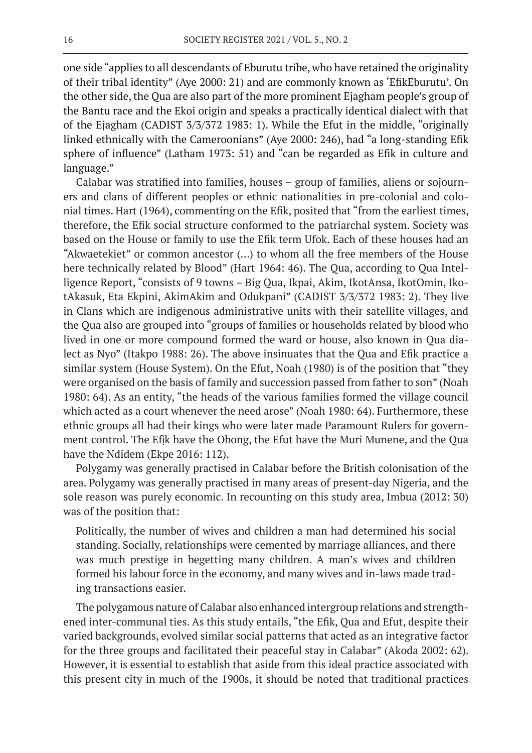one side "applies to all descendants of Eburutu tribe, who have retained the originality of their tribal identity" (Aye 2000: 21) and are commonly known as 'EfikEburutu'. On the other side, the Qua are also part of the more prominent Ejagham people's group of the Bantu race and the Ekoi origin and speaks a practically identical dialect with that of the Ejagham (CADIST 3/3/372 1983: 1). While the Efut in the middle, "originally linked ethnically with the Cameroonians" (Aye 2000: 246), had "a long-standing Efik sphere of influence" (Latham 1973: 51) and "can be regarded as Efik in culture and language."

Calabar was stratified into families, houses – group of families, aliens or sojourners and clans of different peoples or ethnic nationalities in pre-colonial and colonial times. Hart (1964), commenting on the Efik, posited that "from the earliest times, therefore, the Efik social structure conformed to the patriarchal system. Society was based on the House or family to use the Efik term Ufok. Each of these houses had an "Akwaetekiet" or common ancestor (...) to whom all the free members of the House here technically related by Blood" (Hart 1964: 46). The Qua, according to Qua Intelligence Report, "consists of 9 towns – Big Qua, Ikpai, Akim, IkotAnsa, IkotOmin, IkotAkasuk, Eta Ekpini, AkimAkim and Odukpani" (CADIST 3/3/372 1983: 2). They live in Clans which are indigenous administrative units with their satellite villages, and the Qua also are grouped into "groups of families or households related by blood who lived in one or more compound formed the ward or house, also known in Qua dialect as Nyo" (Itakpo 1988: 26). The above insinuates that the Qua and Efik practice a similar system (House System). On the Efut, Noah (1980) is of the position that "they were organised on the basis of family and succession passed from father to son" (Noah 1980: 64). As an entity, "the heads of the various families formed the village council which acted as a court whenever the need arose" (Noah 1980: 64). Furthermore, these ethnic groups all had their kings who were later made Paramount Rulers for government control. The Efịk have the Obong, the Efut have the Muri Munene, and the Qua have the Ndidem (Ekpe 2016: 112).

Polygamy was generally practised in Calabar before the British colonisation of the area. Polygamy was generally practised in many areas of present-day Nigeria, and the sole reason was purely economic. In recounting on this study area, Imbua (2012: 30) was of the position that:

> Politically, the number of wives and children a man had determined his social standing. Socially, relationships were cemented by marriage alliances, and there was much prestige in begetting many children. A man's wives and children formed his labour force in the economy, and many wives and in-laws made trading transactions easier.

The polygamous nature of Calabar also enhanced intergroup relations and strengthened inter-communal ties. As this study entails, "the Efik, Qua and Efut, despite their varied backgrounds, evolved similar social patterns that acted as an integrative factor for the three groups and facilitated their peaceful stay in Calabar" (Akoda 2002: 62). However, it is essential to establish that aside from this ideal practice associated with this present city in much of the 1900s, it should be noted that traditional practices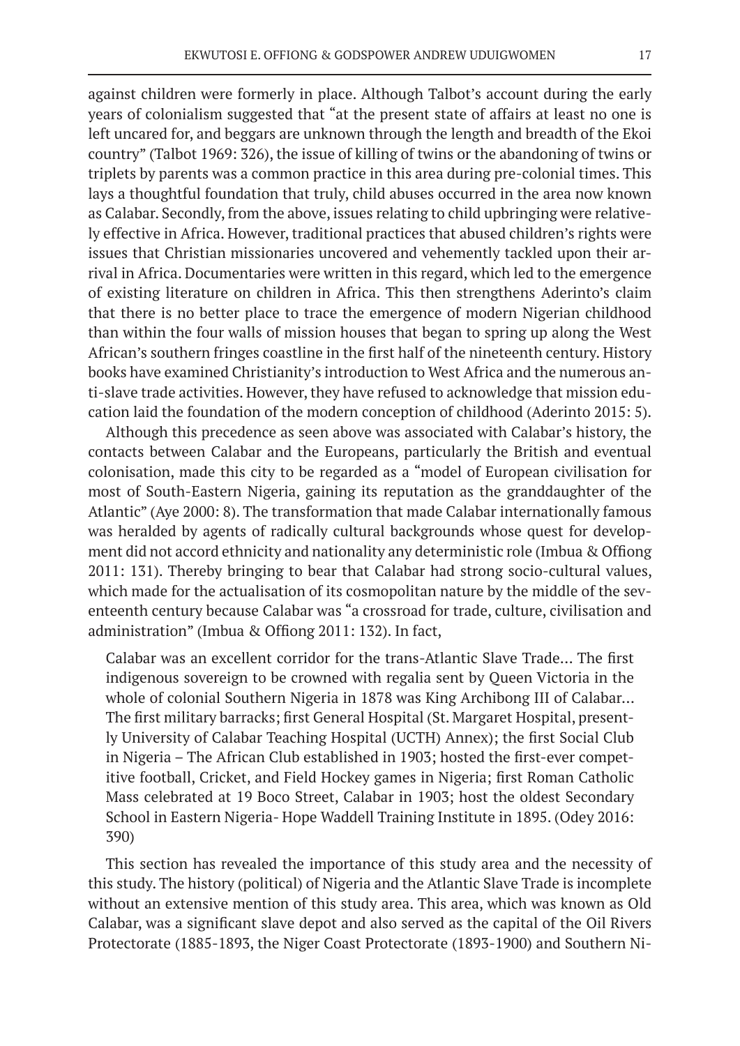against children were formerly in place. Although Talbot's account during the early years of colonialism suggested that "at the present state of affairs at least no one is left uncared for, and beggars are unknown through the length and breadth of the Ekoi country" (Talbot 1969: 326), the issue of killing of twins or the abandoning of twins or triplets by parents was a common practice in this area during pre-colonial times. This lays a thoughtful foundation that truly, child abuses occurred in the area now known as Calabar. Secondly, from the above, issues relating to child upbringing were relatively effective in Africa. However, traditional practices that abused children's rights were issues that Christian missionaries uncovered and vehemently tackled upon their arrival in Africa. Documentaries were written in this regard, which led to the emergence of existing literature on children in Africa. This then strengthens Aderinto's claim that there is no better place to trace the emergence of modern Nigerian childhood than within the four walls of mission houses that began to spring up along the West African's southern fringes coastline in the first half of the nineteenth century. History books have examined Christianity's introduction to West Africa and the numerous anti-slave trade activities. However, they have refused to acknowledge that mission education laid the foundation of the modern conception of childhood (Aderinto 2015: 5).

Although this precedence as seen above was associated with Calabar's history, the contacts between Calabar and the Europeans, particularly the British and eventual colonisation, made this city to be regarded as a "model of European civilisation for most of South-Eastern Nigeria, gaining its reputation as the granddaughter of the Atlantic" (Aye 2000: 8). The transformation that made Calabar internationally famous was heralded by agents of radically cultural backgrounds whose quest for development did not accord ethnicity and nationality any deterministic role (Imbua & Offiong 2011: 131). Thereby bringing to bear that Calabar had strong socio-cultural values, which made for the actualisation of its cosmopolitan nature by the middle of the seventeenth century because Calabar was "a crossroad for trade, culture, civilisation and administration" (Imbua & Offiong 2011: 132). In fact,

> Calabar was an excellent corridor for the trans-Atlantic Slave Trade… The first indigenous sovereign to be crowned with regalia sent by Queen Victoria in the whole of colonial Southern Nigeria in 1878 was King Archibong III of Calabar… The first military barracks; first General Hospital (St. Margaret Hospital, presently University of Calabar Teaching Hospital (UCTH) Annex); the first Social Club in Nigeria – The African Club established in 1903; hosted the first-ever competitive football, Cricket, and Field Hockey games in Nigeria; first Roman Catholic Mass celebrated at 19 Boco Street, Calabar in 1903; host the oldest Secondary School in Eastern Nigeria- Hope Waddell Training Institute in 1895. (Odey 2016: 390)

This section has revealed the importance of this study area and the necessity of this study. The history (political) of Nigeria and the Atlantic Slave Trade is incomplete without an extensive mention of this study area. This area, which was known as Old Calabar, was a significant slave depot and also served as the capital of the Oil Rivers Protectorate (1885-1893, the Niger Coast Protectorate (1893-1900) and Southern Ni-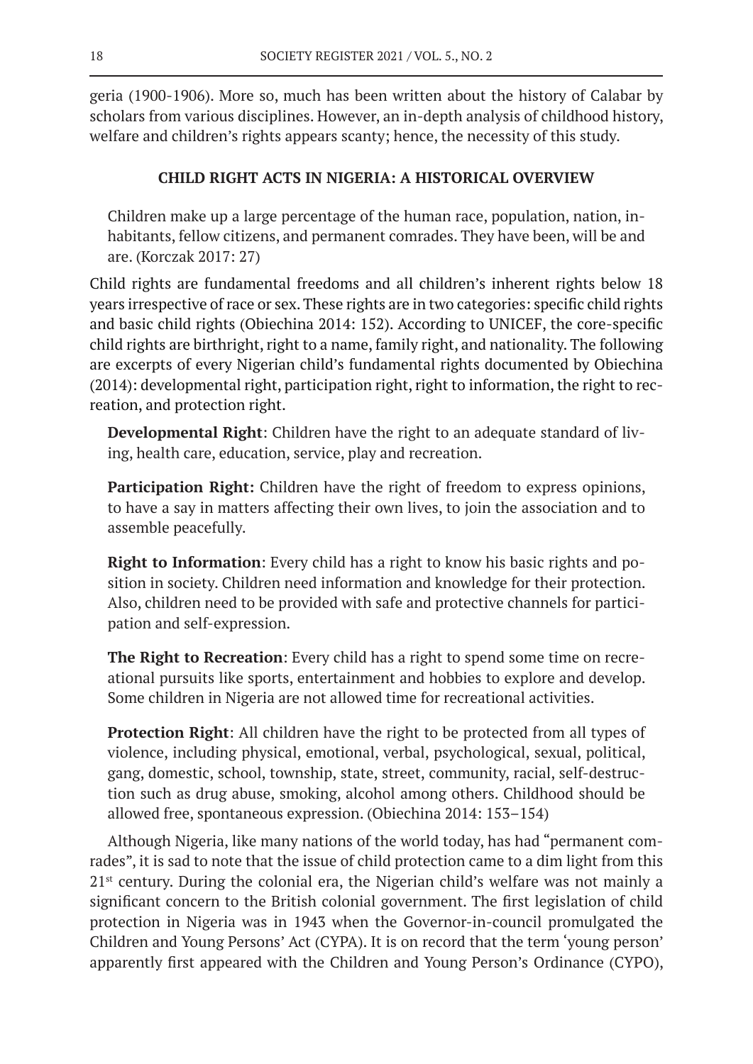geria (1900-1906). More so, much has been written about the history of Calabar by scholars from various disciplines. However, an in-depth analysis of childhood history, welfare and children's rights appears scanty; hence, the necessity of this study.

## CHILD RIGHT ACTS IN NIGERIA: A HISTORICAL OVERVIEW

> Children make up a large percentage of the human race, population, nation, inhabitants, fellow citizens, and permanent comrades. They have been, will be and are. (Korczak 2017: 27)

Child rights are fundamental freedoms and all children's inherent rights below 18 years irrespective of race or sex. These rights are in two categories: specific child rights and basic child rights (Obiechina 2014: 152). According to UNICEF, the core-specific child rights are birthright, right to a name, family right, and nationality. The following are excerpts of every Nigerian child's fundamental rights documented by Obiechina (2014): developmental right, participation right, right to information, the right to recreation, and protection right.

> **Developmental Right**: Children have the right to an adequate standard of living, health care, education, service, play and recreation.
>
> **Participation Right:** Children have the right of freedom to express opinions, to have a say in matters affecting their own lives, to join the association and to assemble peacefully.
>
> **Right to Information**: Every child has a right to know his basic rights and position in society. Children need information and knowledge for their protection. Also, children need to be provided with safe and protective channels for participation and self-expression.
>
> **The Right to Recreation**: Every child has a right to spend some time on recreational pursuits like sports, entertainment and hobbies to explore and develop. Some children in Nigeria are not allowed time for recreational activities.
>
> **Protection Right**: All children have the right to be protected from all types of violence, including physical, emotional, verbal, psychological, sexual, political, gang, domestic, school, township, state, street, community, racial, self-destruction such as drug abuse, smoking, alcohol among others. Childhood should be allowed free, spontaneous expression. (Obiechina 2014: 153–154)

Although Nigeria, like many nations of the world today, has had "permanent comrades", it is sad to note that the issue of child protection came to a dim light from this 21st century. During the colonial era, the Nigerian child's welfare was not mainly a significant concern to the British colonial government. The first legislation of child protection in Nigeria was in 1943 when the Governor-in-council promulgated the Children and Young Persons' Act (CYPA). It is on record that the term 'young person' apparently first appeared with the Children and Young Person's Ordinance (CYPO),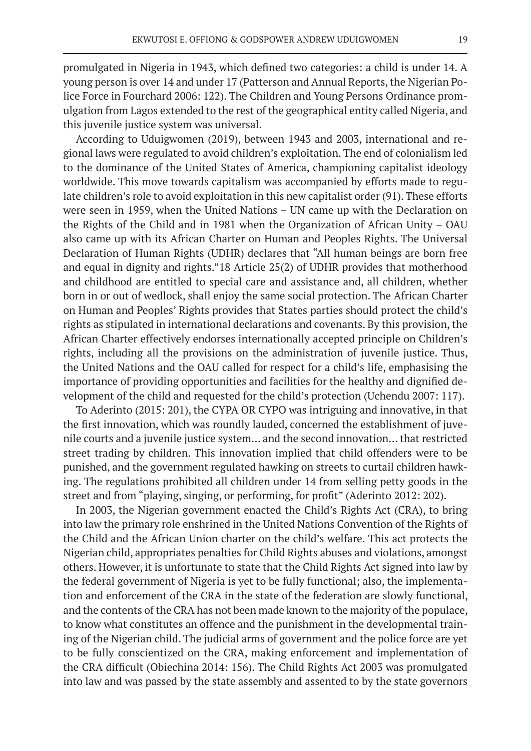promulgated in Nigeria in 1943, which defined two categories: a child is under 14. A young person is over 14 and under 17 (Patterson and Annual Reports, the Nigerian Police Force in Fourchard 2006: 122). The Children and Young Persons Ordinance promulgation from Lagos extended to the rest of the geographical entity called Nigeria, and this juvenile justice system was universal.

According to Uduigwomen (2019), between 1943 and 2003, international and regional laws were regulated to avoid children's exploitation. The end of colonialism led to the dominance of the United States of America, championing capitalist ideology worldwide. This move towards capitalism was accompanied by efforts made to regulate children's role to avoid exploitation in this new capitalist order (91). These efforts were seen in 1959, when the United Nations – UN came up with the Declaration on the Rights of the Child and in 1981 when the Organization of African Unity – OAU also came up with its African Charter on Human and Peoples Rights. The Universal Declaration of Human Rights (UDHR) declares that "All human beings are born free and equal in dignity and rights."18 Article 25(2) of UDHR provides that motherhood and childhood are entitled to special care and assistance and, all children, whether born in or out of wedlock, shall enjoy the same social protection. The African Charter on Human and Peoples' Rights provides that States parties should protect the child's rights as stipulated in international declarations and covenants. By this provision, the African Charter effectively endorses internationally accepted principle on Children's rights, including all the provisions on the administration of juvenile justice. Thus, the United Nations and the OAU called for respect for a child's life, emphasising the importance of providing opportunities and facilities for the healthy and dignified development of the child and requested for the child's protection (Uchendu 2007: 117).

To Aderinto (2015: 201), the CYPA OR CYPO was intriguing and innovative, in that the first innovation, which was roundly lauded, concerned the establishment of juvenile courts and a juvenile justice system… and the second innovation… that restricted street trading by children. This innovation implied that child offenders were to be punished, and the government regulated hawking on streets to curtail children hawking. The regulations prohibited all children under 14 from selling petty goods in the street and from "playing, singing, or performing, for profit" (Aderinto 2012: 202).

In 2003, the Nigerian government enacted the Child's Rights Act (CRA), to bring into law the primary role enshrined in the United Nations Convention of the Rights of the Child and the African Union charter on the child's welfare. This act protects the Nigerian child, appropriates penalties for Child Rights abuses and violations, amongst others. However, it is unfortunate to state that the Child Rights Act signed into law by the federal government of Nigeria is yet to be fully functional; also, the implementation and enforcement of the CRA in the state of the federation are slowly functional, and the contents of the CRA has not been made known to the majority of the populace, to know what constitutes an offence and the punishment in the developmental training of the Nigerian child. The judicial arms of government and the police force are yet to be fully conscientized on the CRA, making enforcement and implementation of the CRA difficult (Obiechina 2014: 156). The Child Rights Act 2003 was promulgated into law and was passed by the state assembly and assented to by the state governors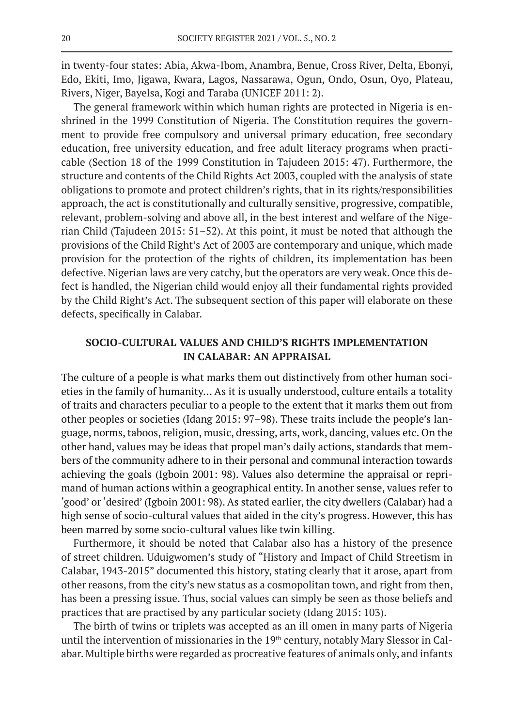in twenty-four states: Abia, Akwa-Ibom, Anambra, Benue, Cross River, Delta, Ebonyi, Edo, Ekiti, Imo, Jigawa, Kwara, Lagos, Nassarawa, Ogun, Ondo, Osun, Oyo, Plateau, Rivers, Niger, Bayelsa, Kogi and Taraba (UNICEF 2011: 2).

The general framework within which human rights are protected in Nigeria is enshrined in the 1999 Constitution of Nigeria. The Constitution requires the government to provide free compulsory and universal primary education, free secondary education, free university education, and free adult literacy programs when practicable (Section 18 of the 1999 Constitution in Tajudeen 2015: 47). Furthermore, the structure and contents of the Child Rights Act 2003, coupled with the analysis of state obligations to promote and protect children's rights, that in its rights/responsibilities approach, the act is constitutionally and culturally sensitive, progressive, compatible, relevant, problem-solving and above all, in the best interest and welfare of the Nigerian Child (Tajudeen 2015: 51–52). At this point, it must be noted that although the provisions of the Child Right's Act of 2003 are contemporary and unique, which made provision for the protection of the rights of children, its implementation has been defective. Nigerian laws are very catchy, but the operators are very weak. Once this defect is handled, the Nigerian child would enjoy all their fundamental rights provided by the Child Right's Act. The subsequent section of this paper will elaborate on these defects, specifically in Calabar.

## SOCIO-CULTURAL VALUES AND CHILD'S RIGHTS IMPLEMENTATION IN CALABAR: AN APPRAISAL

The culture of a people is what marks them out distinctively from other human societies in the family of humanity... As it is usually understood, culture entails a totality of traits and characters peculiar to a people to the extent that it marks them out from other peoples or societies (Idang 2015: 97–98). These traits include the people's language, norms, taboos, religion, music, dressing, arts, work, dancing, values etc. On the other hand, values may be ideas that propel man's daily actions, standards that members of the community adhere to in their personal and communal interaction towards achieving the goals (Igboin 2001: 98). Values also determine the appraisal or reprimand of human actions within a geographical entity. In another sense, values refer to 'good' or 'desired' (Igboin 2001: 98). As stated earlier, the city dwellers (Calabar) had a high sense of socio-cultural values that aided in the city's progress. However, this has been marred by some socio-cultural values like twin killing.

Furthermore, it should be noted that Calabar also has a history of the presence of street children. Uduigwomen's study of "History and Impact of Child Streetism in Calabar, 1943-2015" documented this history, stating clearly that it arose, apart from other reasons, from the city's new status as a cosmopolitan town, and right from then, has been a pressing issue. Thus, social values can simply be seen as those beliefs and practices that are practised by any particular society (Idang 2015: 103).

The birth of twins or triplets was accepted as an ill omen in many parts of Nigeria until the intervention of missionaries in the 19th century, notably Mary Slessor in Calabar. Multiple births were regarded as procreative features of animals only, and infants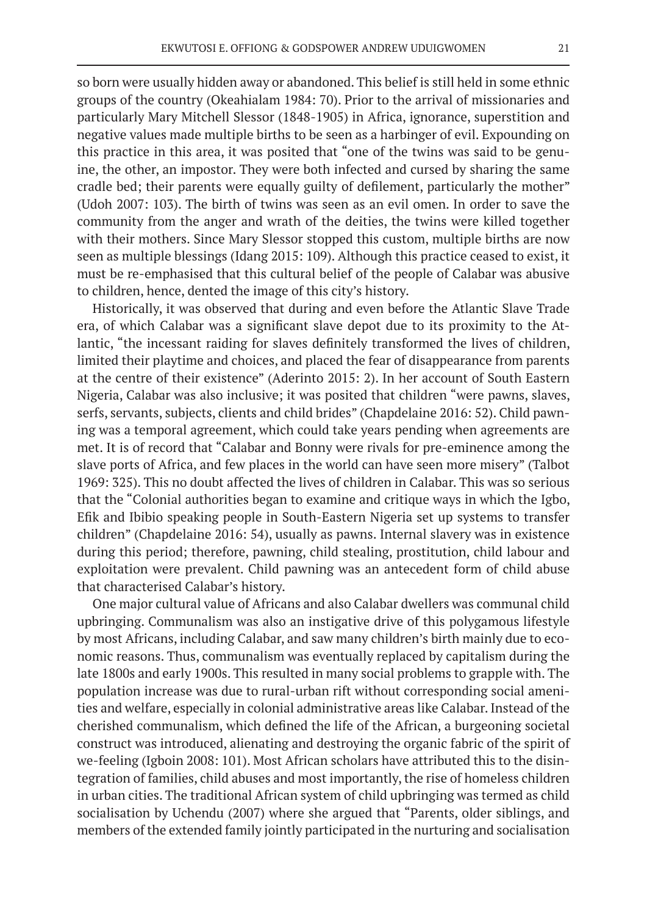so born were usually hidden away or abandoned. This belief is still held in some ethnic groups of the country (Okeahialam 1984: 70). Prior to the arrival of missionaries and particularly Mary Mitchell Slessor (1848-1905) in Africa, ignorance, superstition and negative values made multiple births to be seen as a harbinger of evil. Expounding on this practice in this area, it was posited that "one of the twins was said to be genuine, the other, an impostor. They were both infected and cursed by sharing the same cradle bed; their parents were equally guilty of defilement, particularly the mother" (Udoh 2007: 103). The birth of twins was seen as an evil omen. In order to save the community from the anger and wrath of the deities, the twins were killed together with their mothers. Since Mary Slessor stopped this custom, multiple births are now seen as multiple blessings (Idang 2015: 109). Although this practice ceased to exist, it must be re-emphasised that this cultural belief of the people of Calabar was abusive to children, hence, dented the image of this city's history.

Historically, it was observed that during and even before the Atlantic Slave Trade era, of which Calabar was a significant slave depot due to its proximity to the Atlantic, "the incessant raiding for slaves definitely transformed the lives of children, limited their playtime and choices, and placed the fear of disappearance from parents at the centre of their existence" (Aderinto 2015: 2). In her account of South Eastern Nigeria, Calabar was also inclusive; it was posited that children "were pawns, slaves, serfs, servants, subjects, clients and child brides" (Chapdelaine 2016: 52). Child pawning was a temporal agreement, which could take years pending when agreements are met. It is of record that "Calabar and Bonny were rivals for pre-eminence among the slave ports of Africa, and few places in the world can have seen more misery" (Talbot 1969: 325). This no doubt affected the lives of children in Calabar. This was so serious that the "Colonial authorities began to examine and critique ways in which the Igbo, Efik and Ibibio speaking people in South-Eastern Nigeria set up systems to transfer children" (Chapdelaine 2016: 54), usually as pawns. Internal slavery was in existence during this period; therefore, pawning, child stealing, prostitution, child labour and exploitation were prevalent. Child pawning was an antecedent form of child abuse that characterised Calabar's history.

One major cultural value of Africans and also Calabar dwellers was communal child upbringing. Communalism was also an instigative drive of this polygamous lifestyle by most Africans, including Calabar, and saw many children's birth mainly due to economic reasons. Thus, communalism was eventually replaced by capitalism during the late 1800s and early 1900s. This resulted in many social problems to grapple with. The population increase was due to rural-urban rift without corresponding social amenities and welfare, especially in colonial administrative areas like Calabar. Instead of the cherished communalism, which defined the life of the African, a burgeoning societal construct was introduced, alienating and destroying the organic fabric of the spirit of we-feeling (Igboin 2008: 101). Most African scholars have attributed this to the disintegration of families, child abuses and most importantly, the rise of homeless children in urban cities. The traditional African system of child upbringing was termed as child socialisation by Uchendu (2007) where she argued that "Parents, older siblings, and members of the extended family jointly participated in the nurturing and socialisation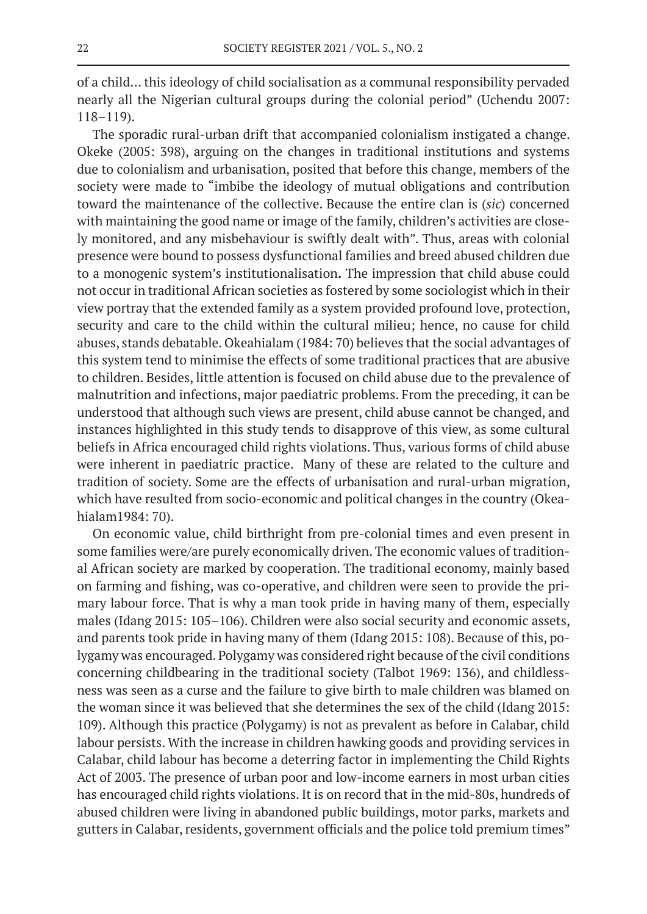of a child… this ideology of child socialisation as a communal responsibility pervaded nearly all the Nigerian cultural groups during the colonial period" (Uchendu 2007: 118–119).

The sporadic rural-urban drift that accompanied colonialism instigated a change. Okeke (2005: 398), arguing on the changes in traditional institutions and systems due to colonialism and urbanisation, posited that before this change, members of the society were made to "imbibe the ideology of mutual obligations and contribution toward the maintenance of the collective. Because the entire clan is (*sic*) concerned with maintaining the good name or image of the family, children's activities are closely monitored, and any misbehaviour is swiftly dealt with". Thus, areas with colonial presence were bound to possess dysfunctional families and breed abused children due to a monogenic system's institutionalisation**.** The impression that child abuse could not occur in traditional African societies as fostered by some sociologist which in their view portray that the extended family as a system provided profound love, protection, security and care to the child within the cultural milieu; hence, no cause for child abuses, stands debatable. Okeahialam (1984: 70) believes that the social advantages of this system tend to minimise the effects of some traditional practices that are abusive to children. Besides, little attention is focused on child abuse due to the prevalence of malnutrition and infections, major paediatric problems. From the preceding, it can be understood that although such views are present, child abuse cannot be changed, and instances highlighted in this study tends to disapprove of this view, as some cultural beliefs in Africa encouraged child rights violations. Thus, various forms of child abuse were inherent in paediatric practice. Many of these are related to the culture and tradition of society. Some are the effects of urbanisation and rural-urban migration, which have resulted from socio-economic and political changes in the country (Okeahialam1984: 70).

On economic value, child birthright from pre-colonial times and even present in some families were/are purely economically driven. The economic values of traditional African society are marked by cooperation. The traditional economy, mainly based on farming and fishing, was co-operative, and children were seen to provide the primary labour force. That is why a man took pride in having many of them, especially males (Idang 2015: 105–106). Children were also social security and economic assets, and parents took pride in having many of them (Idang 2015: 108). Because of this, polygamy was encouraged. Polygamy was considered right because of the civil conditions concerning childbearing in the traditional society (Talbot 1969: 136), and childlessness was seen as a curse and the failure to give birth to male children was blamed on the woman since it was believed that she determines the sex of the child (Idang 2015: 109). Although this practice (Polygamy) is not as prevalent as before in Calabar, child labour persists. With the increase in children hawking goods and providing services in Calabar, child labour has become a deterring factor in implementing the Child Rights Act of 2003. The presence of urban poor and low-income earners in most urban cities has encouraged child rights violations. It is on record that in the mid-80s, hundreds of abused children were living in abandoned public buildings, motor parks, markets and gutters in Calabar, residents, government officials and the police told premium times"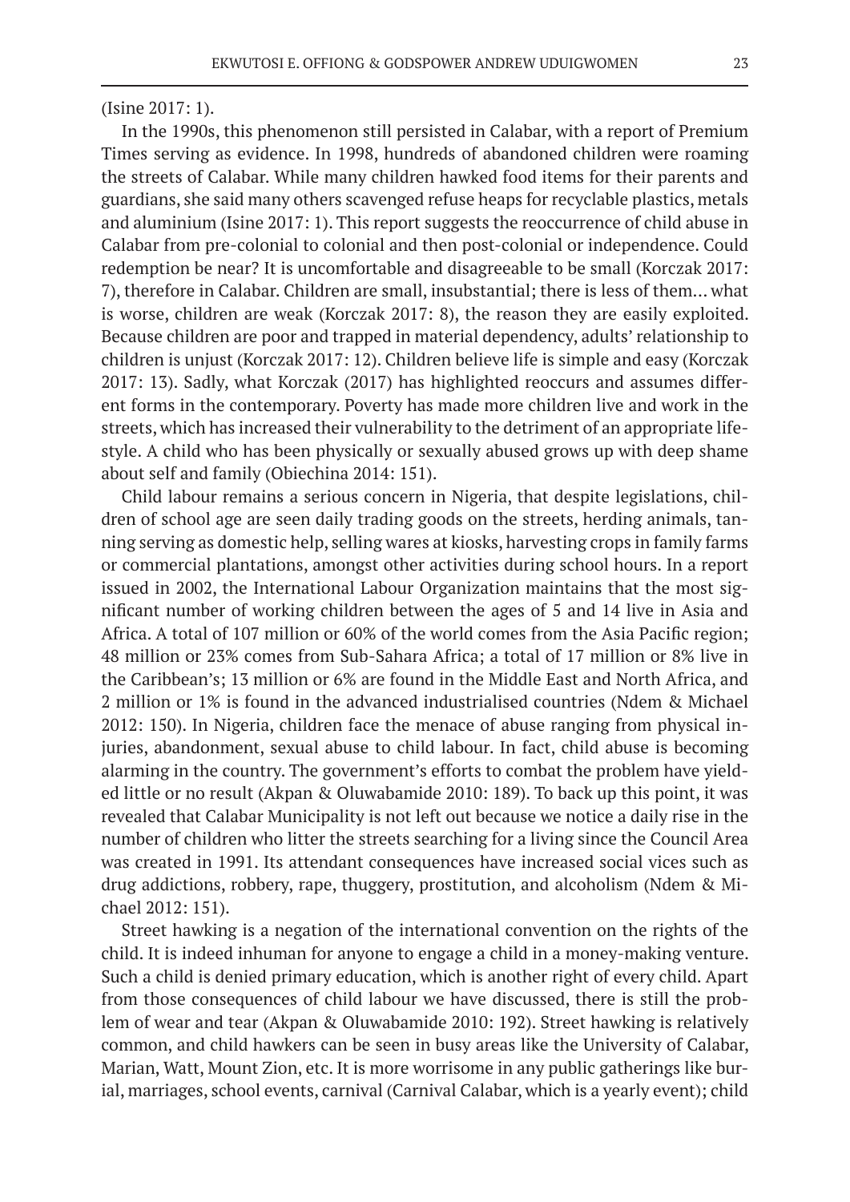(Isine 2017: 1).

In the 1990s, this phenomenon still persisted in Calabar, with a report of Premium Times serving as evidence. In 1998, hundreds of abandoned children were roaming the streets of Calabar. While many children hawked food items for their parents and guardians, she said many others scavenged refuse heaps for recyclable plastics, metals and aluminium (Isine 2017: 1). This report suggests the reoccurrence of child abuse in Calabar from pre-colonial to colonial and then post-colonial or independence. Could redemption be near? It is uncomfortable and disagreeable to be small (Korczak 2017: 7), therefore in Calabar. Children are small, insubstantial; there is less of them... what is worse, children are weak (Korczak 2017: 8), the reason they are easily exploited. Because children are poor and trapped in material dependency, adults' relationship to children is unjust (Korczak 2017: 12). Children believe life is simple and easy (Korczak 2017: 13). Sadly, what Korczak (2017) has highlighted reoccurs and assumes different forms in the contemporary. Poverty has made more children live and work in the streets, which has increased their vulnerability to the detriment of an appropriate lifestyle. A child who has been physically or sexually abused grows up with deep shame about self and family (Obiechina 2014: 151).

Child labour remains a serious concern in Nigeria, that despite legislations, children of school age are seen daily trading goods on the streets, herding animals, tanning serving as domestic help, selling wares at kiosks, harvesting crops in family farms or commercial plantations, amongst other activities during school hours. In a report issued in 2002, the International Labour Organization maintains that the most significant number of working children between the ages of 5 and 14 live in Asia and Africa. A total of 107 million or 60% of the world comes from the Asia Pacific region; 48 million or 23% comes from Sub-Sahara Africa; a total of 17 million or 8% live in the Caribbean's; 13 million or 6% are found in the Middle East and North Africa, and 2 million or 1% is found in the advanced industrialised countries (Ndem & Michael 2012: 150). In Nigeria, children face the menace of abuse ranging from physical injuries, abandonment, sexual abuse to child labour. In fact, child abuse is becoming alarming in the country. The government's efforts to combat the problem have yielded little or no result (Akpan & Oluwabamide 2010: 189). To back up this point, it was revealed that Calabar Municipality is not left out because we notice a daily rise in the number of children who litter the streets searching for a living since the Council Area was created in 1991. Its attendant consequences have increased social vices such as drug addictions, robbery, rape, thuggery, prostitution, and alcoholism (Ndem & Michael 2012: 151).

Street hawking is a negation of the international convention on the rights of the child. It is indeed inhuman for anyone to engage a child in a money-making venture. Such a child is denied primary education, which is another right of every child. Apart from those consequences of child labour we have discussed, there is still the problem of wear and tear (Akpan & Oluwabamide 2010: 192). Street hawking is relatively common, and child hawkers can be seen in busy areas like the University of Calabar, Marian, Watt, Mount Zion, etc. It is more worrisome in any public gatherings like burial, marriages, school events, carnival (Carnival Calabar, which is a yearly event); child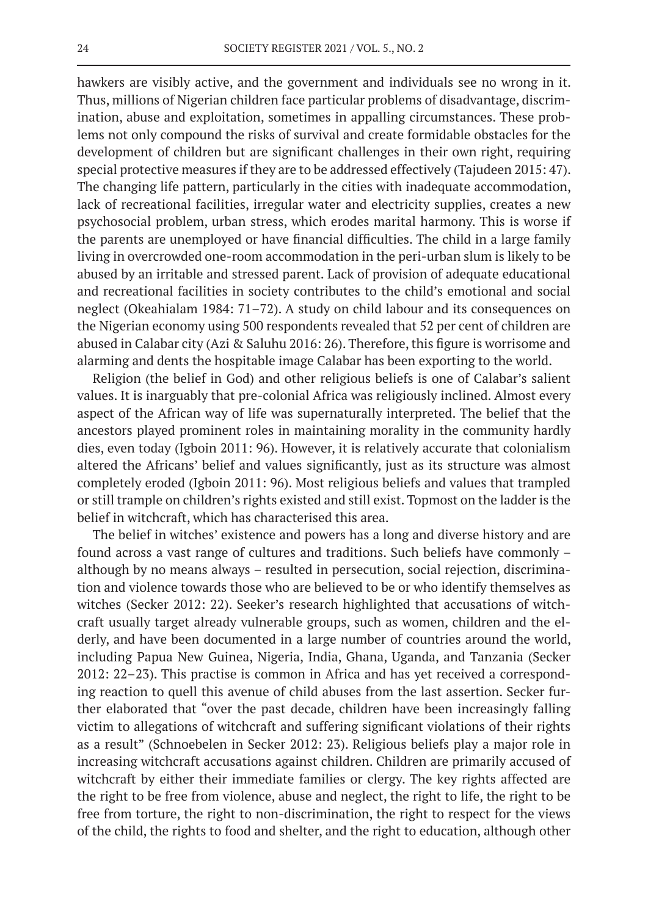hawkers are visibly active, and the government and individuals see no wrong in it. Thus, millions of Nigerian children face particular problems of disadvantage, discrimination, abuse and exploitation, sometimes in appalling circumstances. These problems not only compound the risks of survival and create formidable obstacles for the development of children but are significant challenges in their own right, requiring special protective measures if they are to be addressed effectively (Tajudeen 2015: 47). The changing life pattern, particularly in the cities with inadequate accommodation, lack of recreational facilities, irregular water and electricity supplies, creates a new psychosocial problem, urban stress, which erodes marital harmony. This is worse if the parents are unemployed or have financial difficulties. The child in a large family living in overcrowded one-room accommodation in the peri-urban slum is likely to be abused by an irritable and stressed parent. Lack of provision of adequate educational and recreational facilities in society contributes to the child's emotional and social neglect (Okeahialam 1984: 71–72). A study on child labour and its consequences on the Nigerian economy using 500 respondents revealed that 52 per cent of children are abused in Calabar city (Azi & Saluhu 2016: 26). Therefore, this figure is worrisome and alarming and dents the hospitable image Calabar has been exporting to the world.

Religion (the belief in God) and other religious beliefs is one of Calabar's salient values. It is inarguably that pre-colonial Africa was religiously inclined. Almost every aspect of the African way of life was supernaturally interpreted. The belief that the ancestors played prominent roles in maintaining morality in the community hardly dies, even today (Igboin 2011: 96). However, it is relatively accurate that colonialism altered the Africans' belief and values significantly, just as its structure was almost completely eroded (Igboin 2011: 96). Most religious beliefs and values that trampled or still trample on children's rights existed and still exist. Topmost on the ladder is the belief in witchcraft, which has characterised this area.

The belief in witches' existence and powers has a long and diverse history and are found across a vast range of cultures and traditions. Such beliefs have commonly – although by no means always – resulted in persecution, social rejection, discrimination and violence towards those who are believed to be or who identify themselves as witches (Secker 2012: 22). Seeker's research highlighted that accusations of witchcraft usually target already vulnerable groups, such as women, children and the elderly, and have been documented in a large number of countries around the world, including Papua New Guinea, Nigeria, India, Ghana, Uganda, and Tanzania (Secker 2012: 22–23). This practise is common in Africa and has yet received a corresponding reaction to quell this avenue of child abuses from the last assertion. Secker further elaborated that "over the past decade, children have been increasingly falling victim to allegations of witchcraft and suffering significant violations of their rights as a result" (Schnoebelen in Secker 2012: 23). Religious beliefs play a major role in increasing witchcraft accusations against children. Children are primarily accused of witchcraft by either their immediate families or clergy. The key rights affected are the right to be free from violence, abuse and neglect, the right to life, the right to be free from torture, the right to non-discrimination, the right to respect for the views of the child, the rights to food and shelter, and the right to education, although other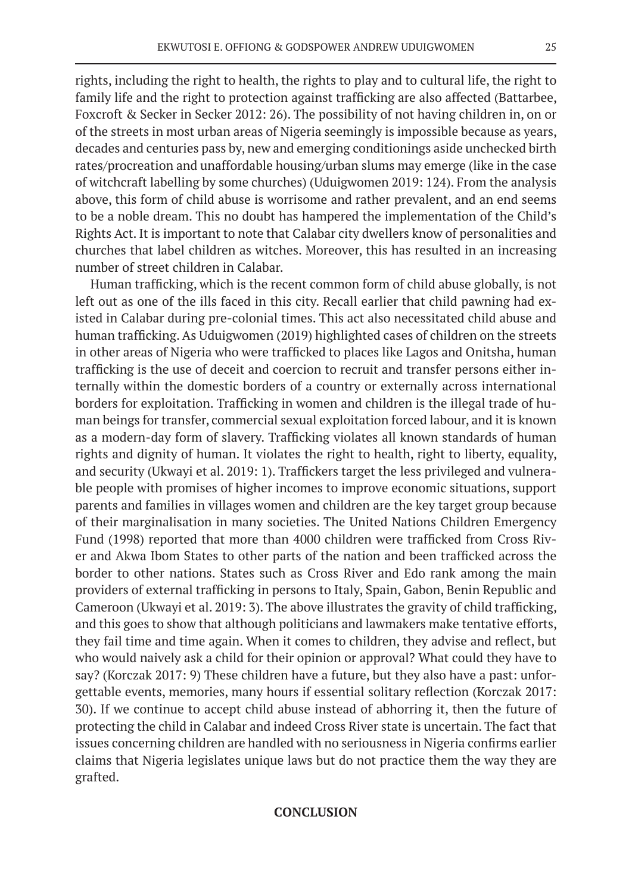rights, including the right to health, the rights to play and to cultural life, the right to family life and the right to protection against trafficking are also affected (Battarbee, Foxcroft & Secker in Secker 2012: 26). The possibility of not having children in, on or of the streets in most urban areas of Nigeria seemingly is impossible because as years, decades and centuries pass by, new and emerging conditionings aside unchecked birth rates/procreation and unaffordable housing/urban slums may emerge (like in the case of witchcraft labelling by some churches) (Uduigwomen 2019: 124). From the analysis above, this form of child abuse is worrisome and rather prevalent, and an end seems to be a noble dream. This no doubt has hampered the implementation of the Child's Rights Act. It is important to note that Calabar city dwellers know of personalities and churches that label children as witches. Moreover, this has resulted in an increasing number of street children in Calabar.

Human trafficking, which is the recent common form of child abuse globally, is not left out as one of the ills faced in this city. Recall earlier that child pawning had existed in Calabar during pre-colonial times. This act also necessitated child abuse and human trafficking. As Uduigwomen (2019) highlighted cases of children on the streets in other areas of Nigeria who were trafficked to places like Lagos and Onitsha, human trafficking is the use of deceit and coercion to recruit and transfer persons either internally within the domestic borders of a country or externally across international borders for exploitation. Trafficking in women and children is the illegal trade of human beings for transfer, commercial sexual exploitation forced labour, and it is known as a modern-day form of slavery. Trafficking violates all known standards of human rights and dignity of human. It violates the right to health, right to liberty, equality, and security (Ukwayi et al. 2019: 1). Traffickers target the less privileged and vulnerable people with promises of higher incomes to improve economic situations, support parents and families in villages women and children are the key target group because of their marginalisation in many societies. The United Nations Children Emergency Fund (1998) reported that more than 4000 children were trafficked from Cross River and Akwa Ibom States to other parts of the nation and been trafficked across the border to other nations. States such as Cross River and Edo rank among the main providers of external trafficking in persons to Italy, Spain, Gabon, Benin Republic and Cameroon (Ukwayi et al. 2019: 3). The above illustrates the gravity of child trafficking, and this goes to show that although politicians and lawmakers make tentative efforts, they fail time and time again. When it comes to children, they advise and reflect, but who would naively ask a child for their opinion or approval? What could they have to say? (Korczak 2017: 9) These children have a future, but they also have a past: unforgettable events, memories, many hours if essential solitary reflection (Korczak 2017: 30). If we continue to accept child abuse instead of abhorring it, then the future of protecting the child in Calabar and indeed Cross River state is uncertain. The fact that issues concerning children are handled with no seriousness in Nigeria confirms earlier claims that Nigeria legislates unique laws but do not practice them the way they are grafted.

## CONCLUSION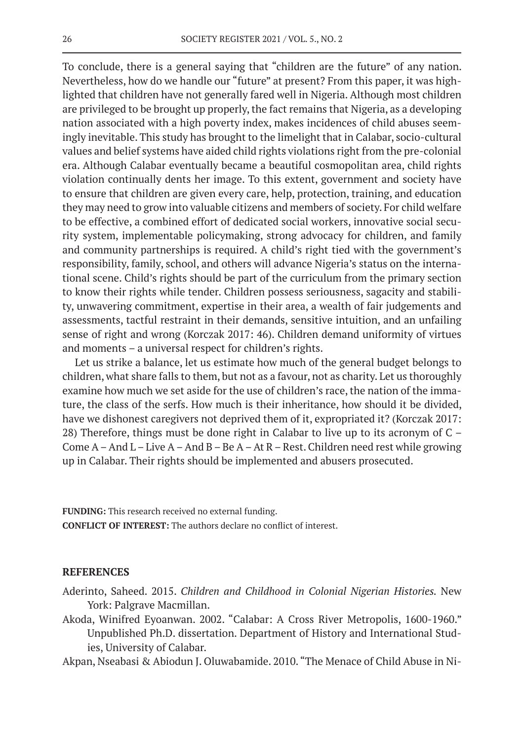To conclude, there is a general saying that "children are the future" of any nation. Nevertheless, how do we handle our "future" at present? From this paper, it was highlighted that children have not generally fared well in Nigeria. Although most children are privileged to be brought up properly, the fact remains that Nigeria, as a developing nation associated with a high poverty index, makes incidences of child abuses seemingly inevitable. This study has brought to the limelight that in Calabar, socio-cultural values and belief systems have aided child rights violations right from the pre-colonial era. Although Calabar eventually became a beautiful cosmopolitan area, child rights violation continually dents her image. To this extent, government and society have to ensure that children are given every care, help, protection, training, and education they may need to grow into valuable citizens and members of society. For child welfare to be effective, a combined effort of dedicated social workers, innovative social security system, implementable policymaking, strong advocacy for children, and family and community partnerships is required. A child's right tied with the government's responsibility, family, school, and others will advance Nigeria's status on the international scene. Child's rights should be part of the curriculum from the primary section to know their rights while tender. Children possess seriousness, sagacity and stability, unwavering commitment, expertise in their area, a wealth of fair judgements and assessments, tactful restraint in their demands, sensitive intuition, and an unfailing sense of right and wrong (Korczak 2017: 46). Children demand uniformity of virtues and moments – a universal respect for children's rights.

Let us strike a balance, let us estimate how much of the general budget belongs to children, what share falls to them, but not as a favour, not as charity. Let us thoroughly examine how much we set aside for the use of children's race, the nation of the immature, the class of the serfs. How much is their inheritance, how should it be divided, have we dishonest caregivers not deprived them of it, expropriated it? (Korczak 2017: 28) Therefore, things must be done right in Calabar to live up to its acronym of C – Come A – And L – Live A – And B – Be A – At R – Rest. Children need rest while growing up in Calabar. Their rights should be implemented and abusers prosecuted.

**FUNDING:** This research received no external funding.

**CONFLICT OF INTEREST:** The authors declare no conflict of interest.

## REFERENCES

Aderinto, Saheed. 2015. *Children and Childhood in Colonial Nigerian Histories.* New York: Palgrave Macmillan.

Akoda, Winifred Eyoanwan. 2002. "Calabar: A Cross River Metropolis, 1600-1960." Unpublished Ph.D. dissertation. Department of History and International Studies, University of Calabar.

Akpan, Nseabasi & Abiodun J. Oluwabamide. 2010. "The Menace of Child Abuse in Ni-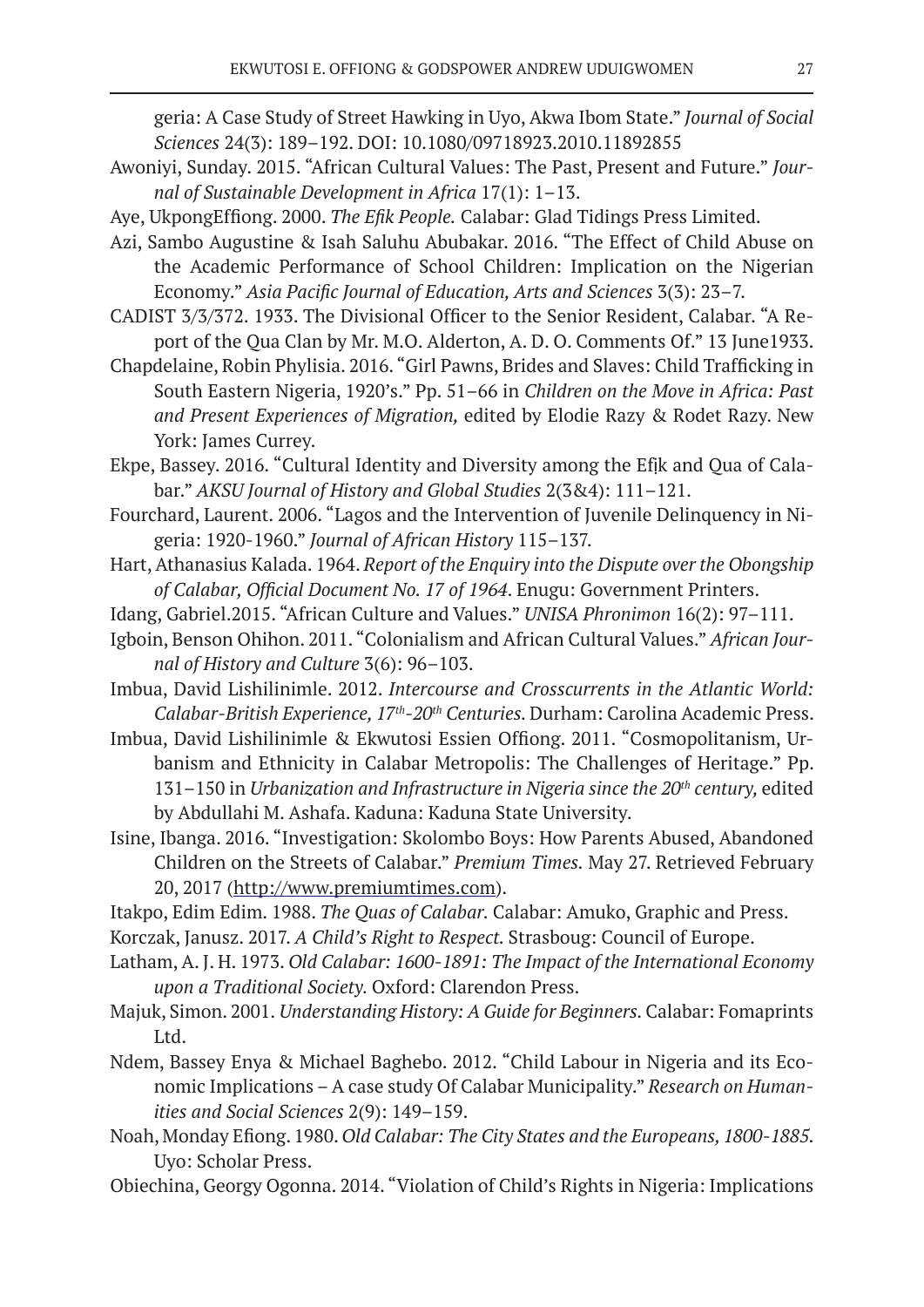geria: A Case Study of Street Hawking in Uyo, Akwa Ibom State." *Journal of Social Sciences* 24(3): 189–192. DOI: 10.1080/09718923.2010.11892855

Awoniyi, Sunday. 2015. "African Cultural Values: The Past, Present and Future." *Journal of Sustainable Development in Africa* 17(1): 1–13.

Aye, UkpongEffiong. 2000. *The Efik People.* Calabar: Glad Tidings Press Limited.

Azi, Sambo Augustine & Isah Saluhu Abubakar. 2016. "The Effect of Child Abuse on the Academic Performance of School Children: Implication on the Nigerian Economy." *Asia Pacific Journal of Education, Arts and Sciences* 3(3): 23–7.

CADIST 3/3/372. 1933. The Divisional Officer to the Senior Resident, Calabar. "A Report of the Qua Clan by Mr. M.O. Alderton, A. D. O. Comments Of." 13 June1933.

Chapdelaine, Robin Phylisia. 2016. "Girl Pawns, Brides and Slaves: Child Trafficking in South Eastern Nigeria, 1920's." Pp. 51–66 in *Children on the Move in Africa: Past and Present Experiences of Migration,* edited by Elodie Razy & Rodet Razy. New York: James Currey.

Ekpe, Bassey. 2016. "Cultural Identity and Diversity among the Efịk and Qua of Calabar." *AKSU Journal of History and Global Studies* 2(3&4): 111–121.

Fourchard, Laurent. 2006. "Lagos and the Intervention of Juvenile Delinquency in Nigeria: 1920-1960." *Journal of African History* 115–137.

Hart, Athanasius Kalada. 1964. *Report of the Enquiry into the Dispute over the Obongship of Calabar, Official Document No. 17 of 1964*. Enugu: Government Printers.

Idang, Gabriel.2015. "African Culture and Values." *UNISA Phronimon* 16(2): 97–111.

Igboin, Benson Ohihon. 2011. "Colonialism and African Cultural Values." *African Journal of History and Culture* 3(6): 96–103.

Imbua, David Lishilinimle. 2012. *Intercourse and Crosscurrents in the Atlantic World: Calabar-British Experience, 17th-20th Centuries*. Durham: Carolina Academic Press.

Imbua, David Lishilinimle & Ekwutosi Essien Offiong. 2011. "Cosmopolitanism, Urbanism and Ethnicity in Calabar Metropolis: The Challenges of Heritage." Pp. 131–150 in *Urbanization and Infrastructure in Nigeria since the 20th century,* edited by Abdullahi M. Ashafa. Kaduna: Kaduna State University.

Isine, Ibanga. 2016. "Investigation: Skolombo Boys: How Parents Abused, Abandoned Children on the Streets of Calabar." *Premium Times.* May 27. Retrieved February 20, 2017 (http://www.premiumtimes.com).

Itakpo, Edim Edim. 1988. *The Quas of Calabar.* Calabar: Amuko, Graphic and Press.

Korczak, Janusz. 2017. *A Child's Right to Respect.* Strasboug: Council of Europe.

Latham, A. J. H. 1973. *Old Calabar: 1600-1891: The Impact of the International Economy upon a Traditional Society.* Oxford: Clarendon Press.

Majuk, Simon. 2001. *Understanding History: A Guide for Beginners.* Calabar: Fomaprints Ltd.

Ndem, Bassey Enya & Michael Baghebo. 2012. "Child Labour in Nigeria and its Economic Implications – A case study Of Calabar Municipality." *Research on Humanities and Social Sciences* 2(9): 149–159.

Noah, Monday Efiong. 1980. *Old Calabar: The City States and the Europeans, 1800-1885.* Uyo: Scholar Press.

Obiechina, Georgy Ogonna. 2014. "Violation of Child's Rights in Nigeria: Implications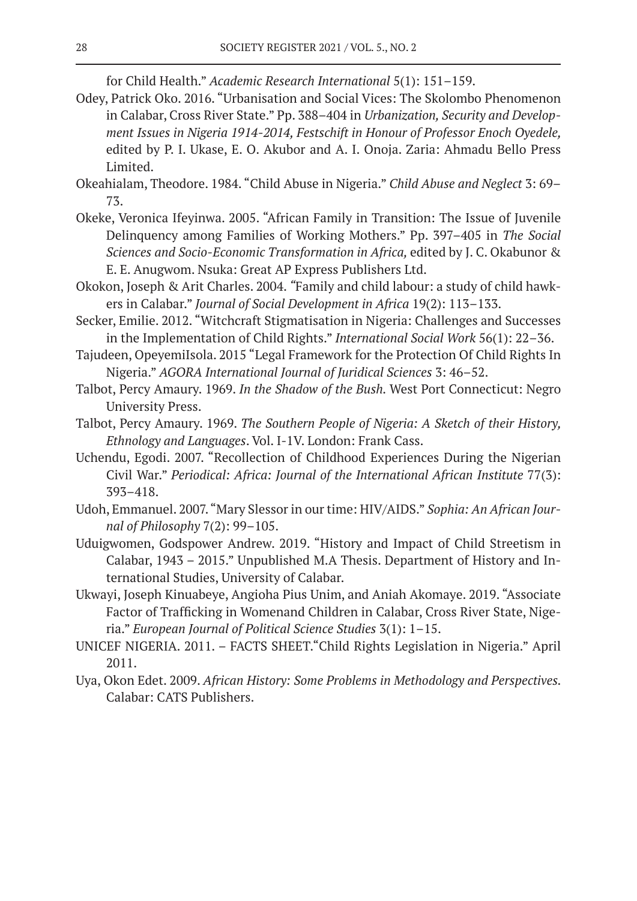for Child Health." *Academic Research International* 5(1): 151–159.

Odey, Patrick Oko. 2016. "Urbanisation and Social Vices: The Skolombo Phenomenon in Calabar, Cross River State." Pp. 388–404 in *Urbanization, Security and Development Issues in Nigeria 1914-2014, Festschift in Honour of Professor Enoch Oyedele,* edited by P. I. Ukase, E. O. Akubor and A. I. Onoja. Zaria: Ahmadu Bello Press Limited.

Okeahialam, Theodore. 1984. "Child Abuse in Nigeria." *Child Abuse and Neglect* 3: 69–73.

Okeke, Veronica Ifeyinwa. 2005. "African Family in Transition: The Issue of Juvenile Delinquency among Families of Working Mothers." Pp. 397–405 in *The Social Sciences and Socio-Economic Transformation in Africa,* edited by J. C. Okabunor & E. E. Anugwom. Nsuka: Great AP Express Publishers Ltd.

Okokon, Joseph & Arit Charles. 2004. "Family and child labour: a study of child hawkers in Calabar." *Journal of Social Development in Africa* 19(2): 113–133.

Secker, Emilie. 2012. "Witchcraft Stigmatisation in Nigeria: Challenges and Successes in the Implementation of Child Rights." *International Social Work* 56(1): 22–36.

Tajudeen, OpeyemiIsola. 2015 "Legal Framework for the Protection Of Child Rights In Nigeria." *AGORA International Journal of Juridical Sciences* 3: 46–52.

Talbot, Percy Amaury. 1969. *In the Shadow of the Bush.* West Port Connecticut: Negro University Press.

Talbot, Percy Amaury. 1969. *The Southern People of Nigeria: A Sketch of their History, Ethnology and Languages*. Vol. I-1V. London: Frank Cass.

Uchendu, Egodi. 2007. "Recollection of Childhood Experiences During the Nigerian Civil War." *Periodical: Africa: Journal of the International African Institute* 77(3): 393–418.

Udoh, Emmanuel. 2007. "Mary Slessor in our time: HIV/AIDS." *Sophia: An African Journal of Philosophy* 7(2): 99–105.

Uduigwomen, Godspower Andrew. 2019. "History and Impact of Child Streetism in Calabar, 1943 – 2015." Unpublished M.A Thesis. Department of History and International Studies, University of Calabar.

Ukwayi, Joseph Kinuabeye, Angioha Pius Unim, and Aniah Akomaye. 2019. "Associate Factor of Trafficking in Womenand Children in Calabar, Cross River State, Nigeria." *European Journal of Political Science Studies* 3(1): 1–15.

UNICEF NIGERIA. 2011. – FACTS SHEET."Child Rights Legislation in Nigeria." April 2011.

Uya, Okon Edet. 2009. *African History: Some Problems in Methodology and Perspectives.* Calabar: CATS Publishers.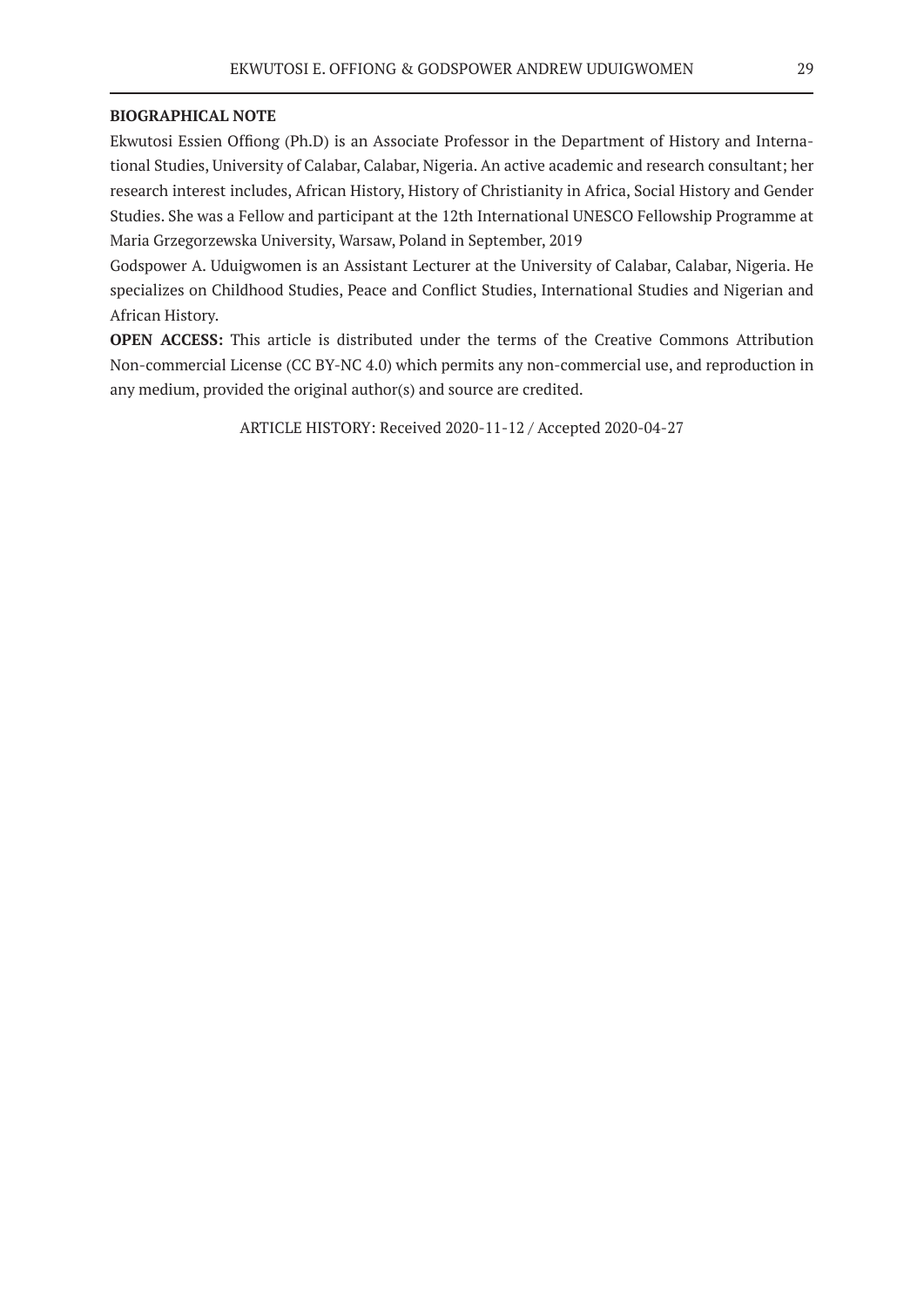**BIOGRAPHICAL NOTE**

Ekwutosi Essien Offiong (Ph.D) is an Associate Professor in the Department of History and International Studies, University of Calabar, Calabar, Nigeria. An active academic and research consultant; her research interest includes, African History, History of Christianity in Africa, Social History and Gender Studies. She was a Fellow and participant at the 12th International UNESCO Fellowship Programme at Maria Grzegorzewska University, Warsaw, Poland in September, 2019

Godspower A. Uduigwomen is an Assistant Lecturer at the University of Calabar, Calabar, Nigeria. He specializes on Childhood Studies, Peace and Conflict Studies, International Studies and Nigerian and African History.

**OPEN ACCESS:** This article is distributed under the terms of the Creative Commons Attribution Non-commercial License (CC BY-NC 4.0) which permits any non-commercial use, and reproduction in any medium, provided the original author(s) and source are credited.

ARTICLE HISTORY: Received 2020-11-12 / Accepted 2020-04-27